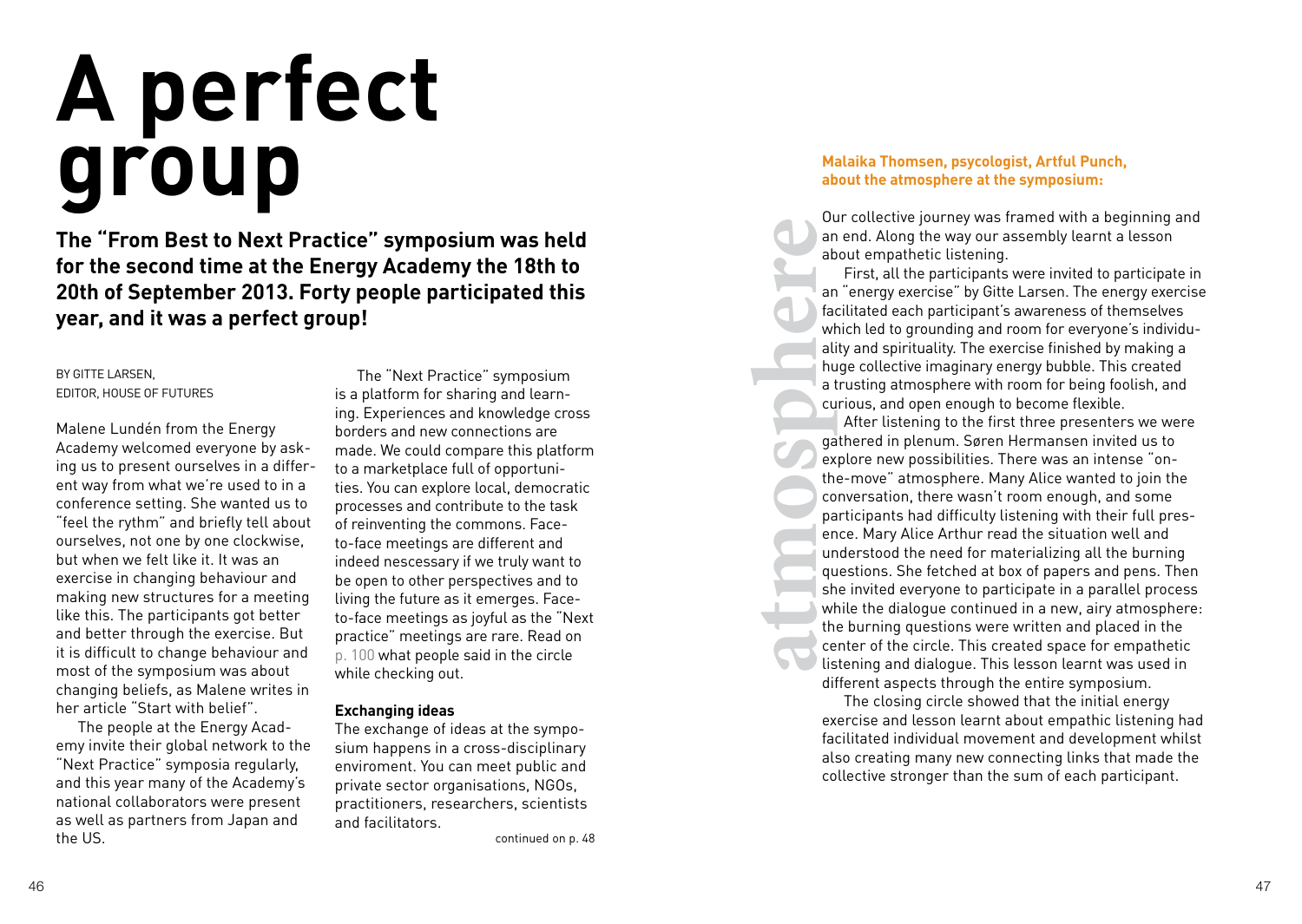# A perfect group

**The "From Best to Next Practice" symposium was held for the second time at the Energy Academy the 18th to 20th of September 2013. Forty people participated this year, and it was a perfect group!**

BY GITTE LARSEN,
EDITOR, HOUSE OF FUTURES

Malene Lundén from the Energy Academy welcomed everyone by asking us to present ourselves in a different way from what we're used to in a conference setting. She wanted us to "feel the rythm" and briefly tell about ourselves, not one by one clockwise, but when we felt like it. It was an exercise in changing behaviour and making new structures for a meeting like this. The participants got better and better through the exercise. But it is difficult to change behaviour and most of the symposium was about changing beliefs, as Malene writes in her article "Start with belief".

The people at the Energy Academy invite their global network to the "Next Practice" symposia regularly, and this year many of the Academy's national collaborators were present as well as partners from Japan and the US.

The "Next Practice" symposium is a platform for sharing and learning. Experiences and knowledge cross borders and new connections are made. We could compare this platform to a marketplace full of opportunities. You can explore local, democratic processes and contribute to the task of reinventing the commons. Face-to-face meetings are different and indeed nescessary if we truly want to be open to other perspectives and to living the future as it emerges. Face-to-face meetings as joyful as the "Next practice" meetings are rare. Read on p. 100 what people said in the circle while checking out.

### Exchanging ideas

The exchange of ideas at the symposium happens in a cross-disciplinary enviroment. You can meet public and private sector organisations, NGOs, practitioners, researchers, scientists and facilitators.

continued on p. 48

## atmosphere

**Malaika Thomsen, psycologist, Artful Punch, about the atmosphere at the symposium:**

Our collective journey was framed with a beginning and an end. Along the way our assembly learnt a lesson about empathetic listening.

First, all the participants were invited to participate in an "energy exercise" by Gitte Larsen. The energy exercise facilitated each participant's awareness of themselves which led to grounding and room for everyone's individuality and spirituality. The exercise finished by making a huge collective imaginary energy bubble. This created a trusting atmosphere with room for being foolish, and curious, and open enough to become flexible.

After listening to the first three presenters we were gathered in plenum. Søren Hermansen invited us to explore new possibilities. There was an intense "on-the-move" atmosphere. Many Alice wanted to join the conversation, there wasn't room enough, and some participants had difficulty listening with their full presence. Mary Alice Arthur read the situation well and understood the need for materializing all the burning questions. She fetched at box of papers and pens. Then she invited everyone to participate in a parallel process while the dialogue continued in a new, airy atmosphere: the burning questions were written and placed in the center of the circle. This created space for empathetic listening and dialogue. This lesson learnt was used in different aspects through the entire symposium.

The closing circle showed that the initial energy exercise and lesson learnt about empathic listening had facilitated individual movement and development whilst also creating many new connecting links that made the collective stronger than the sum of each participant.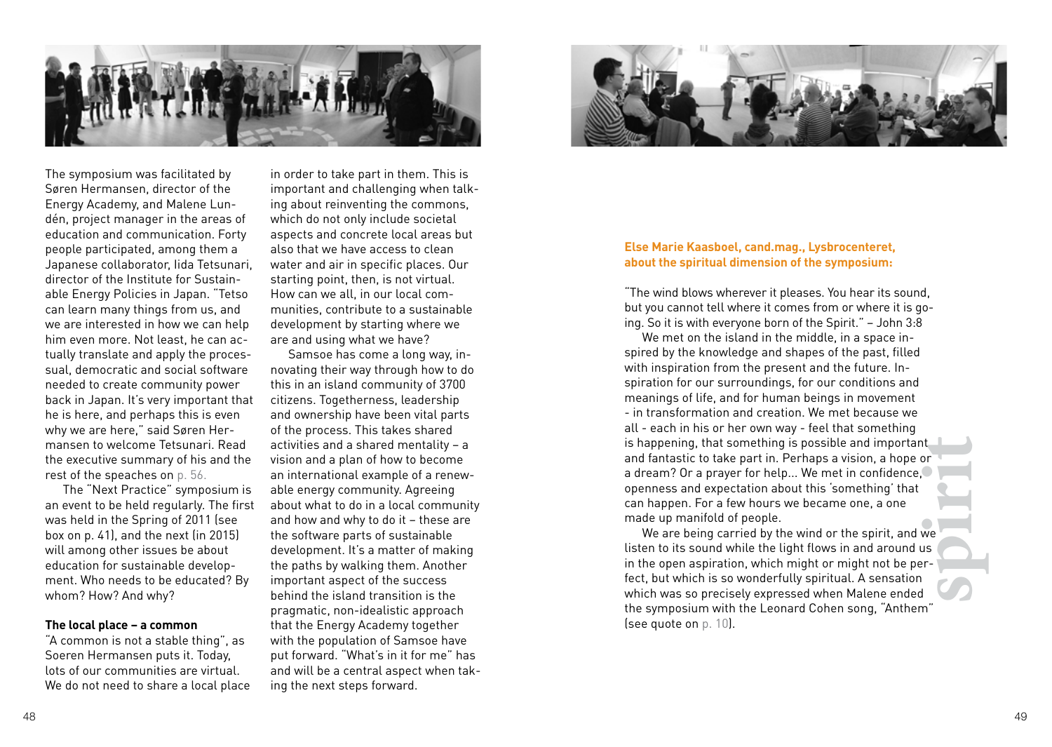The symposium was facilitated by Søren Hermansen, director of the Energy Academy, and Malene Lundén, project manager in the areas of education and communication. Forty people participated, among them a Japanese collaborator, Iida Tetsunari, director of the Institute for Sustainable Energy Policies in Japan. "Tetso can learn many things from us, and we are interested in how we can help him even more. Not least, he can actually translate and apply the processual, democratic and social software needed to create community power back in Japan. It's very important that he is here, and perhaps this is even why we are here," said Søren Hermansen to welcome Tetsunari. Read the executive summary of his and the rest of the speaches on p. 56.

The "Next Practice" symposium is an event to be held regularly. The first was held in the Spring of 2011 (see box on p. 41), and the next (in 2015) will among other issues be about education for sustainable development. Who needs to be educated? By whom? How? And why?

**The local place – a common**

"A common is not a stable thing", as Soeren Hermansen puts it. Today, lots of our communities are virtual. We do not need to share a local place in order to take part in them. This is important and challenging when talking about reinventing the commons, which do not only include societal aspects and concrete local areas but also that we have access to clean water and air in specific places. Our starting point, then, is not virtual. How can we all, in our local communities, contribute to a sustainable development by starting where we are and using what we have?

Samsoe has come a long way, innovating their way through how to do this in an island community of 3700 citizens. Togetherness, leadership and ownership have been vital parts of the process. This takes shared activities and a shared mentality – a vision and a plan of how to become an international example of a renewable energy community. Agreeing about what to do in a local community and how and why to do it – these are the software parts of sustainable development. It's a matter of making the paths by walking them. Another important aspect of the success behind the island transition is the pragmatic, non-idealistic approach that the Energy Academy together with the population of Samsoe have put forward. "What's in it for me" has and will be a central aspect when taking the next steps forward.

**Else Marie Kaasboel, cand.mag., Lysbrocenteret, about the spiritual dimension of the symposium:**

"The wind blows wherever it pleases. You hear its sound, but you cannot tell where it comes from or where it is going. So it is with everyone born of the Spirit." – John 3:8

We met on the island in the middle, in a space inspired by the knowledge and shapes of the past, filled with inspiration from the present and the future. Inspiration for our surroundings, for our conditions and meanings of life, and for human beings in movement - in transformation and creation. We met because we all - each in his or her own way - feel that something is happening, that something is possible and important and fantastic to take part in. Perhaps a vision, a hope or a dream? Or a prayer for help... We met in confidence, openness and expectation about this 'something' that can happen. For a few hours we became one, a one made up manifold of people.

We are being carried by the wind or the spirit, and we listen to its sound while the light flows in and around us in the open aspiration, which might or might not be perfect, but which is so wonderfully spiritual. A sensation which was so precisely expressed when Malene ended the symposium with the Leonard Cohen song, "Anthem" (see quote on p. 10).

spirit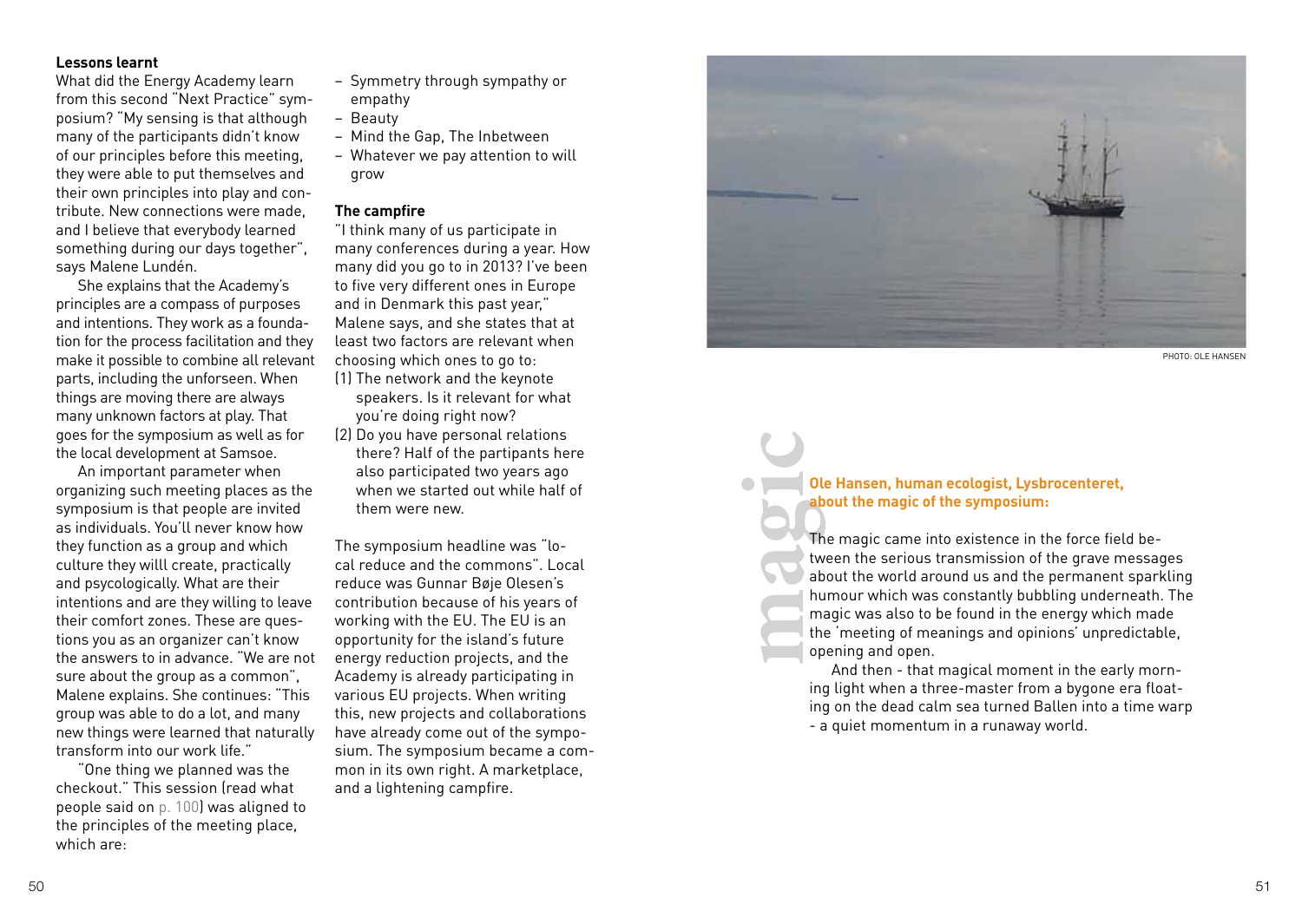**Lessons learnt**

What did the Energy Academy learn from this second "Next Practice" symposium? "My sensing is that although many of the participants didn't know of our principles before this meeting, they were able to put themselves and their own principles into play and contribute. New connections were made, and I believe that everybody learned something during our days together", says Malene Lundén.

She explains that the Academy's principles are a compass of purposes and intentions. They work as a foundation for the process facilitation and they make it possible to combine all relevant parts, including the unforseen. When things are moving there are always many unknown factors at play. That goes for the symposium as well as for the local development at Samsoe.

An important parameter when organizing such meeting places as the symposium is that people are invited as individuals. You'll never know how they function as a group and which culture they willl create, practically and psycologically. What are their intentions and are they willing to leave their comfort zones. These are questions you as an organizer can't know the answers to in advance. "We are not sure about the group as a common", Malene explains. She continues: "This group was able to do a lot, and many new things were learned that naturally transform into our work life."

"One thing we planned was the checkout." This session (read what people said on p. 100) was aligned to the principles of the meeting place, which are:

- Symmetry through sympathy or empathy
- Beauty
- Mind the Gap, The Inbetween
- Whatever we pay attention to will grow

**The campfire**

"I think many of us participate in many conferences during a year. How many did you go to in 2013? I've been to five very different ones in Europe and in Denmark this past year," Malene says, and she states that at least two factors are relevant when choosing which ones to go to:

(1) The network and the keynote speakers. Is it relevant for what you're doing right now?
(2) Do you have personal relations there? Half of the partipants here also participated two years ago when we started out while half of them were new.

The symposium headline was "local reduce and the commons". Local reduce was Gunnar Bøje Olesen's contribution because of his years of working with the EU. The EU is an opportunity for the island's future energy reduction projects, and the Academy is already participating in various EU projects. When writing this, new projects and collaborations have already come out of the symposium. The symposium became a common in its own right. A marketplace, and a lightening campfire.

PHOTO: OLE HANSEN

magic

**Ole Hansen, human ecologist, Lysbrocenteret, about the magic of the symposium:**

The magic came into existence in the force field between the serious transmission of the grave messages about the world around us and the permanent sparkling humour which was constantly bubbling underneath. The magic was also to be found in the energy which made the 'meeting of meanings and opinions' unpredictable, opening and open.

And then - that magical moment in the early morning light when a three-master from a bygone era floating on the dead calm sea turned Ballen into a time warp - a quiet momentum in a runaway world.